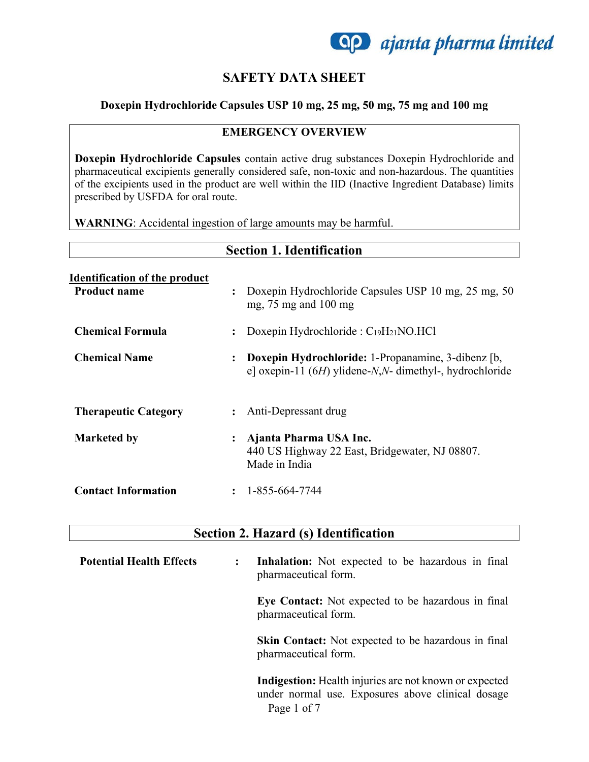# SAFETY DATA SHEET

**Doxepin Hydrochloride Capsules USP 10 mg, 25 mg, 50 mg, 75 mg and 100 mg**

| EMERGENCY OVERVIEW |
|---|
| **Doxepin Hydrochloride Capsules** contain active drug substances Doxepin Hydrochloride and pharmaceutical excipients generally considered safe, non-toxic and non-hazardous. The quantities of the excipients used in the product are well within the IID (Inactive Ingredient Database) limits prescribed by USFDA for oral route.<br><br>**WARNING**: Accidental ingestion of large amounts may be harmful. |

## Section 1. Identification

**Identification of the product**

**Product name** : Doxepin Hydrochloride Capsules USP 10 mg, 25 mg, 50 mg, 75 mg and 100 mg

**Chemical Formula** : Doxepin Hydrochloride : $C_{19}H_{21}NO.HCl$

**Chemical Name** : **Doxepin Hydrochloride:** 1-Propanamine, 3-dibenz [b, e] oxepin-11 (6*H*) ylidene-*N*,*N*- dimethyl-, hydrochloride

**Therapeutic Category** : Anti-Depressant drug

**Marketed by** : **Ajanta Pharma USA Inc.**
440 US Highway 22 East, Bridgewater, NJ 08807.
Made in India

**Contact Information** : 1-855-664-7744

## Section 2. Hazard (s) Identification

**Potential Health Effects** :

**Inhalation:** Not expected to be hazardous in final pharmaceutical form.

**Eye Contact:** Not expected to be hazardous in final pharmaceutical form.

**Skin Contact:** Not expected to be hazardous in final pharmaceutical form.

**Indigestion:** Health injuries are not known or expected under normal use. Exposures above clinical dosage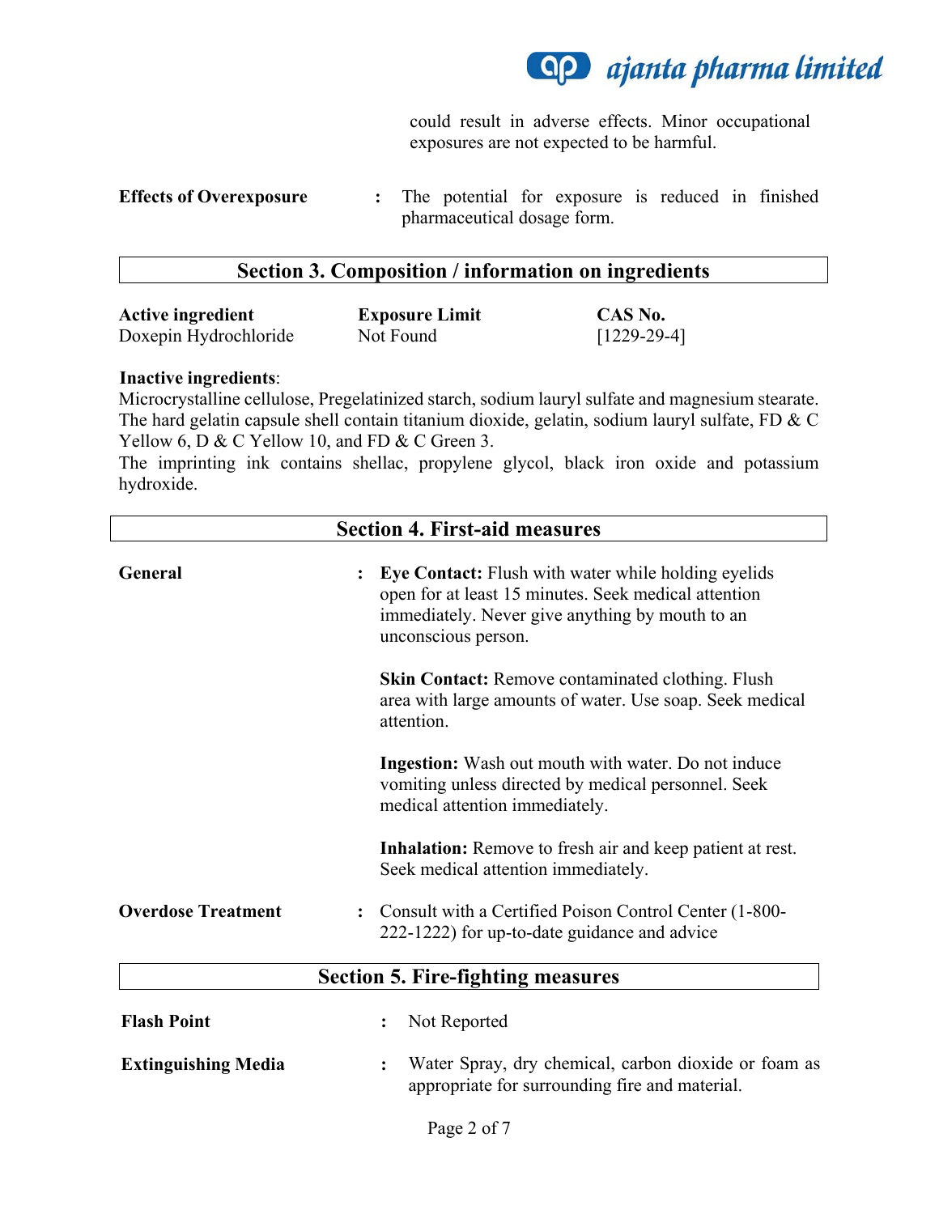could result in adverse effects. Minor occupational exposures are not expected to be harmful.

**Effects of Overexposure** : The potential for exposure is reduced in finished pharmaceutical dosage form.

## Section 3. Composition / information on ingredients

| Active ingredient | Exposure Limit | CAS No. |
|---|---|---|
| Doxepin Hydrochloride | Not Found | [1229-29-4] |

**Inactive ingredients**:
Microcrystalline cellulose, Pregelatinized starch, sodium lauryl sulfate and magnesium stearate. The hard gelatin capsule shell contain titanium dioxide, gelatin, sodium lauryl sulfate, FD & C Yellow 6, D & C Yellow 10, and FD & C Green 3.
The imprinting ink contains shellac, propylene glycol, black iron oxide and potassium hydroxide.

## Section 4. First-aid measures

**General** : **Eye Contact:** Flush with water while holding eyelids open for at least 15 minutes. Seek medical attention immediately. Never give anything by mouth to an unconscious person.

**Skin Contact:** Remove contaminated clothing. Flush area with large amounts of water. Use soap. Seek medical attention.

**Ingestion:** Wash out mouth with water. Do not induce vomiting unless directed by medical personnel. Seek medical attention immediately.

**Inhalation:** Remove to fresh air and keep patient at rest. Seek medical attention immediately.

**Overdose Treatment** : Consult with a Certified Poison Control Center (1-800-222-1222) for up-to-date guidance and advice

## Section 5. Fire-fighting measures

**Flash Point** : Not Reported

**Extinguishing Media** : Water Spray, dry chemical, carbon dioxide or foam as appropriate for surrounding fire and material.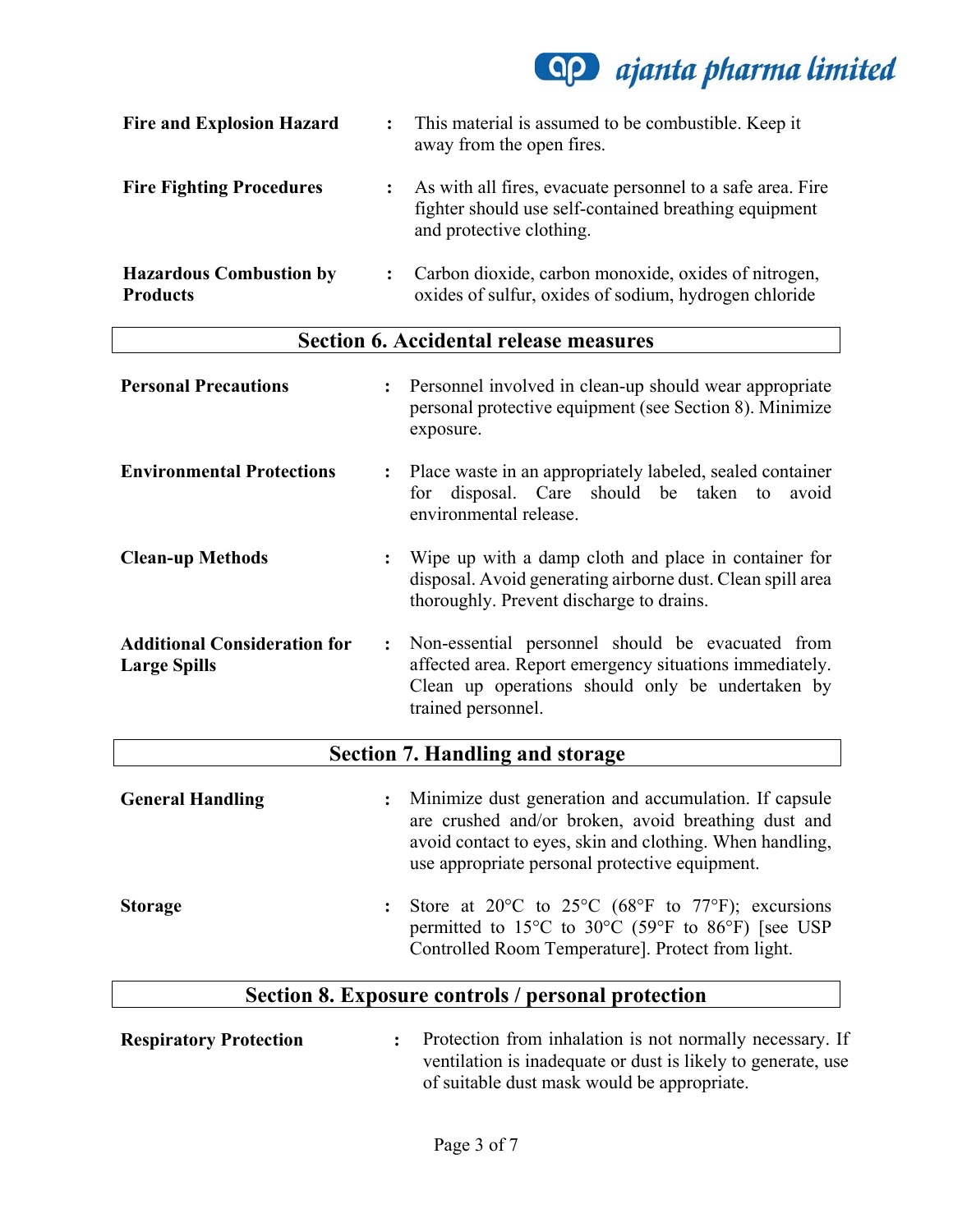**Fire and Explosion Hazard** : This material is assumed to be combustible. Keep it away from the open fires.

**Fire Fighting Procedures** : As with all fires, evacuate personnel to a safe area. Fire fighter should use self-contained breathing equipment and protective clothing.

**Hazardous Combustion by Products** : Carbon dioxide, carbon monoxide, oxides of nitrogen, oxides of sulfur, oxides of sodium, hydrogen chloride

## Section 6. Accidental release measures

**Personal Precautions** : Personnel involved in clean-up should wear appropriate personal protective equipment (see Section 8). Minimize exposure.

**Environmental Protections** : Place waste in an appropriately labeled, sealed container for disposal. Care should be taken to avoid environmental release.

**Clean-up Methods** : Wipe up with a damp cloth and place in container for disposal. Avoid generating airborne dust. Clean spill area thoroughly. Prevent discharge to drains.

**Additional Consideration for Large Spills** : Non-essential personnel should be evacuated from affected area. Report emergency situations immediately. Clean up operations should only be undertaken by trained personnel.

## Section 7. Handling and storage

**General Handling** : Minimize dust generation and accumulation. If capsule are crushed and/or broken, avoid breathing dust and avoid contact to eyes, skin and clothing. When handling, use appropriate personal protective equipment.

**Storage** : Store at 20°C to 25°C (68°F to 77°F); excursions permitted to 15°C to 30°C (59°F to 86°F) [see USP Controlled Room Temperature]. Protect from light.

## Section 8. Exposure controls / personal protection

**Respiratory Protection** : Protection from inhalation is not normally necessary. If ventilation is inadequate or dust is likely to generate, use of suitable dust mask would be appropriate.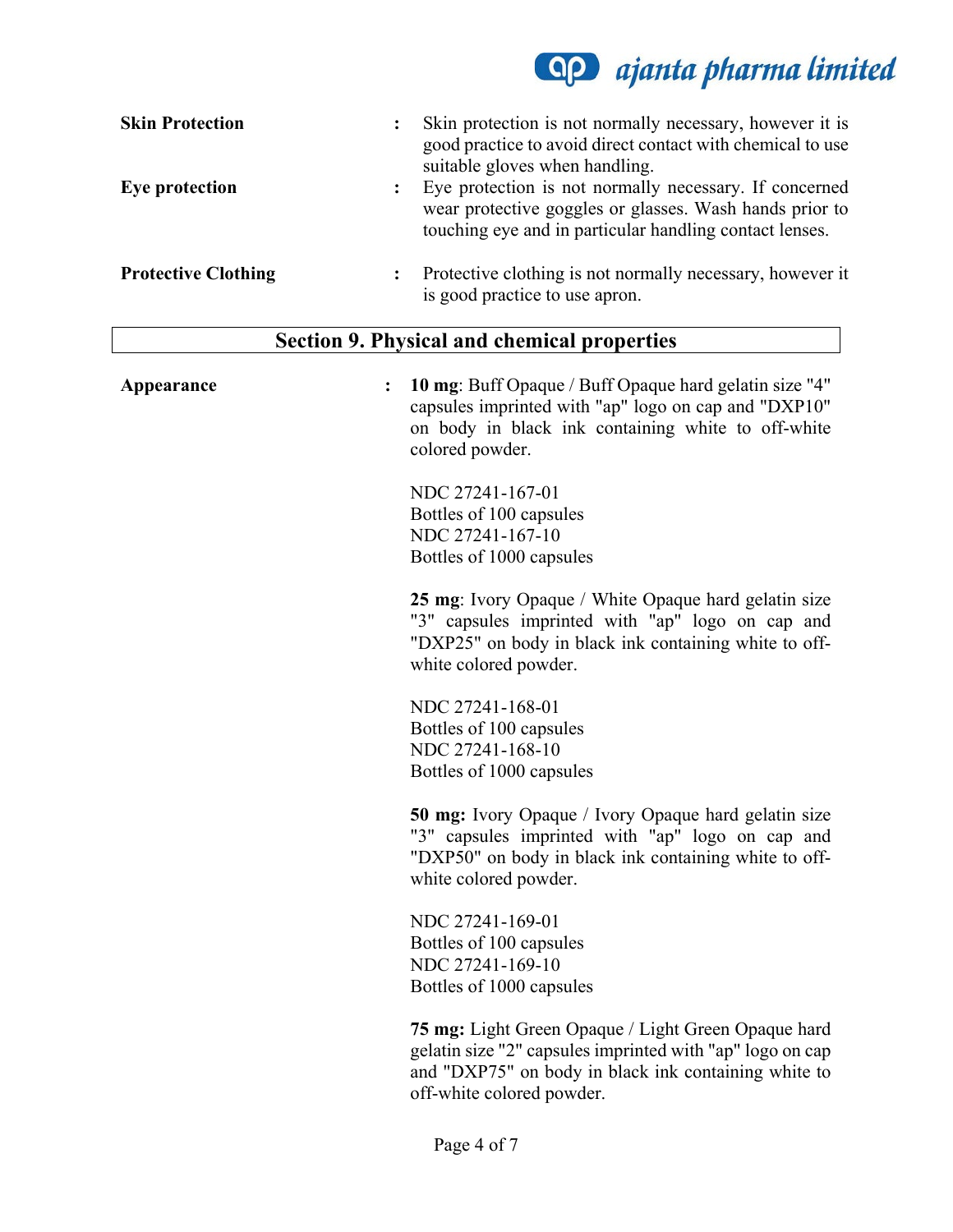**Skin Protection** : Skin protection is not normally necessary, however it is good practice to avoid direct contact with chemical to use suitable gloves when handling.

**Eye protection** : Eye protection is not normally necessary. If concerned wear protective goggles or glasses. Wash hands prior to touching eye and in particular handling contact lenses.

**Protective Clothing** : Protective clothing is not normally necessary, however it is good practice to use apron.

## Section 9. Physical and chemical properties

**Appearance** : **10 mg**: Buff Opaque / Buff Opaque hard gelatin size "4" capsules imprinted with "ap" logo on cap and "DXP10" on body in black ink containing white to off-white colored powder.

NDC 27241-167-01
Bottles of 100 capsules
NDC 27241-167-10
Bottles of 1000 capsules

**25 mg**: Ivory Opaque / White Opaque hard gelatin size "3" capsules imprinted with "ap" logo on cap and "DXP25" on body in black ink containing white to off-white colored powder.

NDC 27241-168-01
Bottles of 100 capsules
NDC 27241-168-10
Bottles of 1000 capsules

**50 mg:** Ivory Opaque / Ivory Opaque hard gelatin size "3" capsules imprinted with "ap" logo on cap and "DXP50" on body in black ink containing white to off-white colored powder.

NDC 27241-169-01
Bottles of 100 capsules
NDC 27241-169-10
Bottles of 1000 capsules

**75 mg:** Light Green Opaque / Light Green Opaque hard gelatin size "2" capsules imprinted with "ap" logo on cap and "DXP75" on body in black ink containing white to off-white colored powder.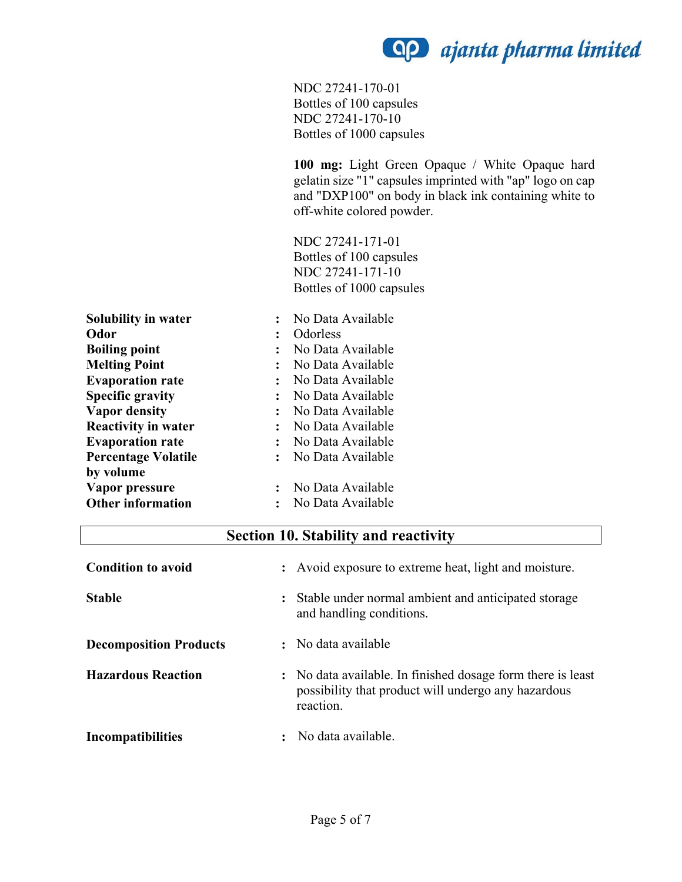NDC 27241-170-01
Bottles of 100 capsules
NDC 27241-170-10
Bottles of 1000 capsules

**100 mg:** Light Green Opaque / White Opaque hard gelatin size "1" capsules imprinted with "ap" logo on cap and "DXP100" on body in black ink containing white to off-white colored powder.

NDC 27241-171-01
Bottles of 100 capsules
NDC 27241-171-10
Bottles of 1000 capsules

| | | |
|---|---|---|
| **Solubility in water** | : | No Data Available |
| **Odor** | : | Odorless |
| **Boiling point** | : | No Data Available |
| **Melting Point** | : | No Data Available |
| **Evaporation rate** | : | No Data Available |
| **Specific gravity** | : | No Data Available |
| **Vapor density** | : | No Data Available |
| **Reactivity in water** | : | No Data Available |
| **Evaporation rate** | : | No Data Available |
| **Percentage Volatile by volume** | : | No Data Available |
| **Vapor pressure** | : | No Data Available |
| **Other information** | : | No Data Available |

## Section 10. Stability and reactivity

| | | |
|---|---|---|
| **Condition to avoid** | : | Avoid exposure to extreme heat, light and moisture. |
| **Stable** | : | Stable under normal ambient and anticipated storage and handling conditions. |
| **Decomposition Products** | : | No data available |
| **Hazardous Reaction** | : | No data available. In finished dosage form there is least possibility that product will undergo any hazardous reaction. |
| **Incompatibilities** | : | No data available. |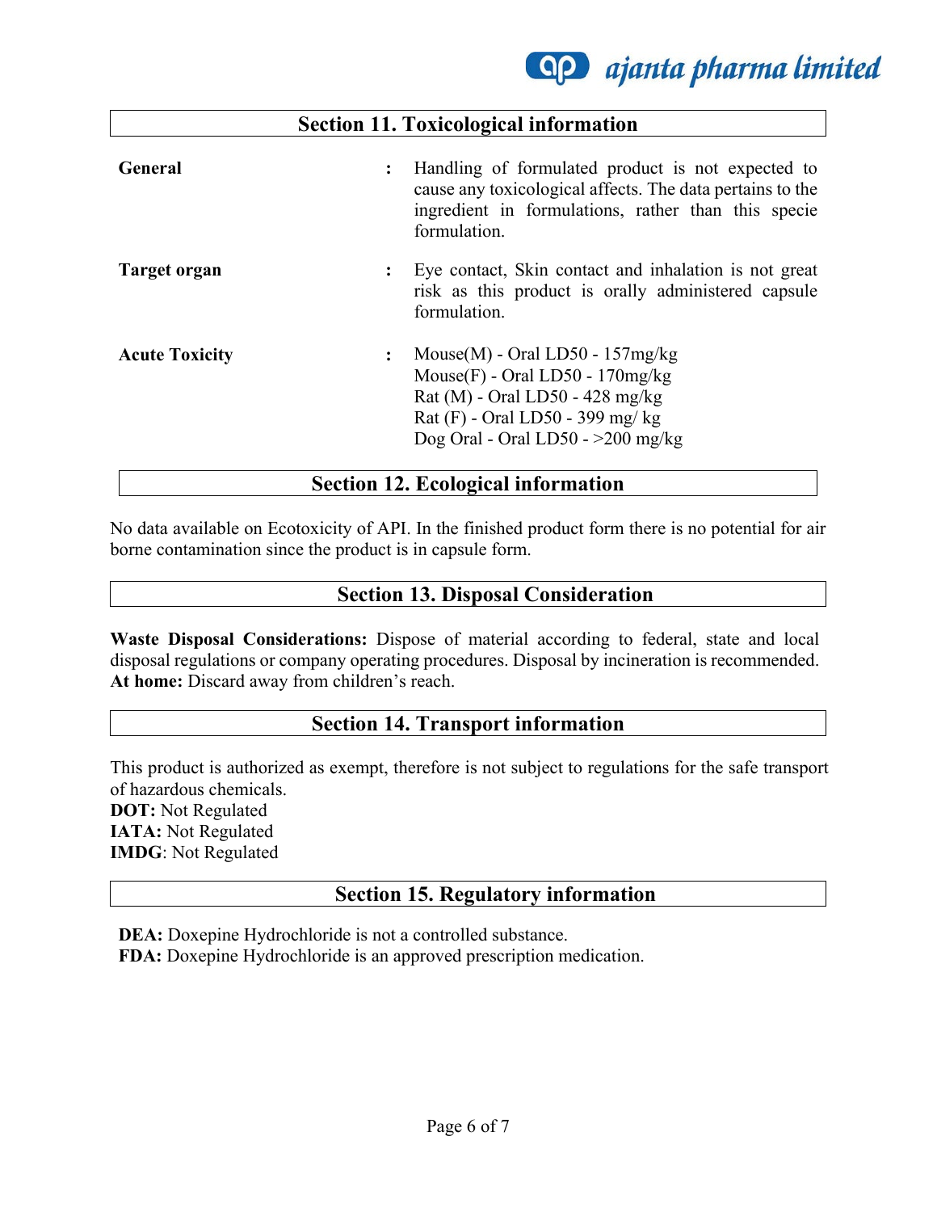## Section 11. Toxicological information

**General** : Handling of formulated product is not expected to cause any toxicological affects. The data pertains to the ingredient in formulations, rather than this specie formulation.

**Target organ** : Eye contact, Skin contact and inhalation is not great risk as this product is orally administered capsule formulation.

**Acute Toxicity** :
Mouse(M) - Oral LD50 - 157mg/kg
Mouse(F) - Oral LD50 - 170mg/kg
Rat (M) - Oral LD50 - 428 mg/kg
Rat (F) - Oral LD50 - 399 mg/ kg
Dog Oral - Oral LD50 - >200 mg/kg

## Section 12. Ecological information

No data available on Ecotoxicity of API. In the finished product form there is no potential for air borne contamination since the product is in capsule form.

## Section 13. Disposal Consideration

**Waste Disposal Considerations:** Dispose of material according to federal, state and local disposal regulations or company operating procedures. Disposal by incineration is recommended.
**At home:** Discard away from children's reach.

## Section 14. Transport information

This product is authorized as exempt, therefore is not subject to regulations for the safe transport of hazardous chemicals.
**DOT:** Not Regulated
**IATA:** Not Regulated
**IMDG**: Not Regulated

## Section 15. Regulatory information

**DEA:** Doxepine Hydrochloride is not a controlled substance.
**FDA:** Doxepine Hydrochloride is an approved prescription medication.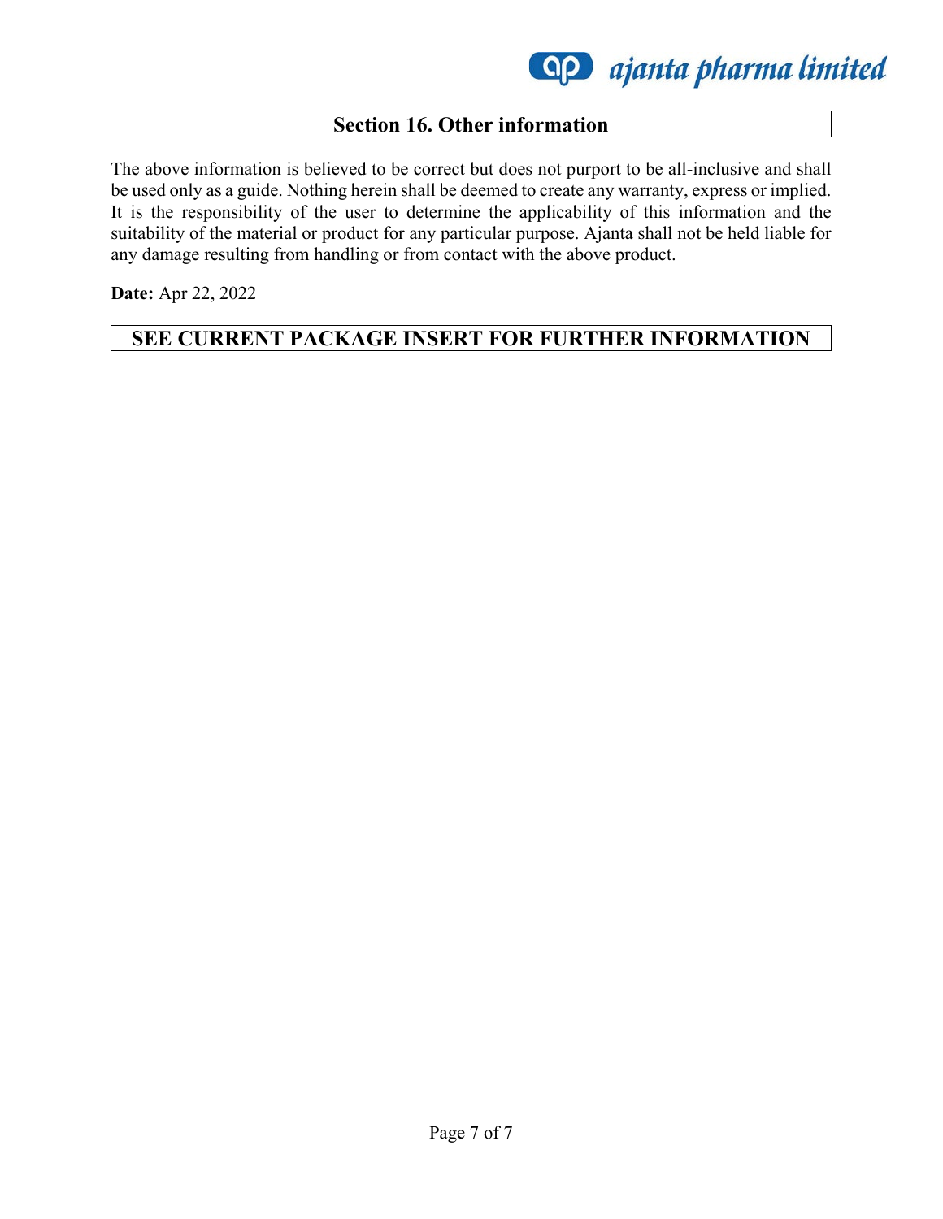## Section 16. Other information

The above information is believed to be correct but does not purport to be all-inclusive and shall be used only as a guide. Nothing herein shall be deemed to create any warranty, express or implied. It is the responsibility of the user to determine the applicability of this information and the suitability of the material or product for any particular purpose. Ajanta shall not be held liable for any damage resulting from handling or from contact with the above product.

**Date:** Apr 22, 2022

## SEE CURRENT PACKAGE INSERT FOR FURTHER INFORMATION